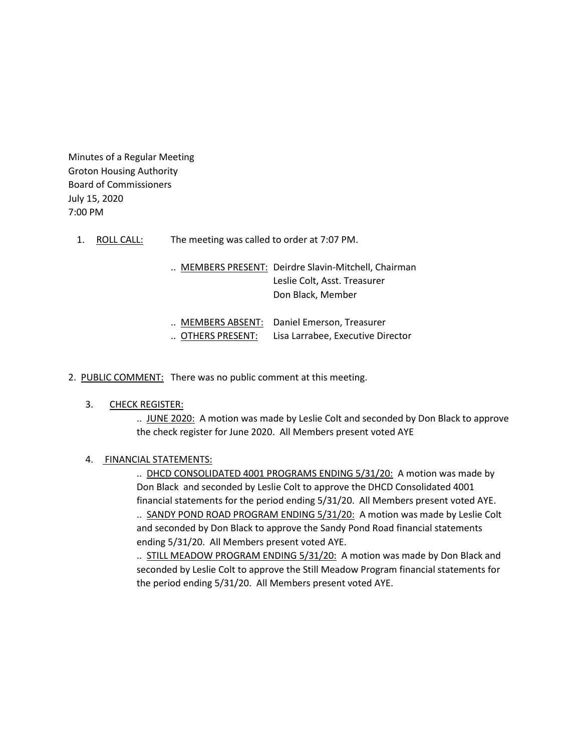Minutes of a Regular Meeting
Groton Housing Authority
Board of Commissioners
July 15, 2020
7:00 PM

1. ROLL CALL: The meeting was called to order at 7:07 PM.

   .. MEMBERS PRESENT: Deirdre Slavin-Mitchell, Chairman
   Leslie Colt, Asst. Treasurer
   Don Black, Member

   .. MEMBERS ABSENT: Daniel Emerson, Treasurer

   .. OTHERS PRESENT: Lisa Larrabee, Executive Director

2. PUBLIC COMMENT: There was no public comment at this meeting.

3. CHECK REGISTER:

   .. JUNE 2020: A motion was made by Leslie Colt and seconded by Don Black to approve the check register for June 2020. All Members present voted AYE

4. FINANCIAL STATEMENTS:

   .. DHCD CONSOLIDATED 4001 PROGRAMS ENDING 5/31/20: A motion was made by Don Black and seconded by Leslie Colt to approve the DHCD Consolidated 4001 financial statements for the period ending 5/31/20. All Members present voted AYE.

   .. SANDY POND ROAD PROGRAM ENDING 5/31/20: A motion was made by Leslie Colt and seconded by Don Black to approve the Sandy Pond Road financial statements ending 5/31/20. All Members present voted AYE.

   .. STILL MEADOW PROGRAM ENDING 5/31/20: A motion was made by Don Black and seconded by Leslie Colt to approve the Still Meadow Program financial statements for the period ending 5/31/20. All Members present voted AYE.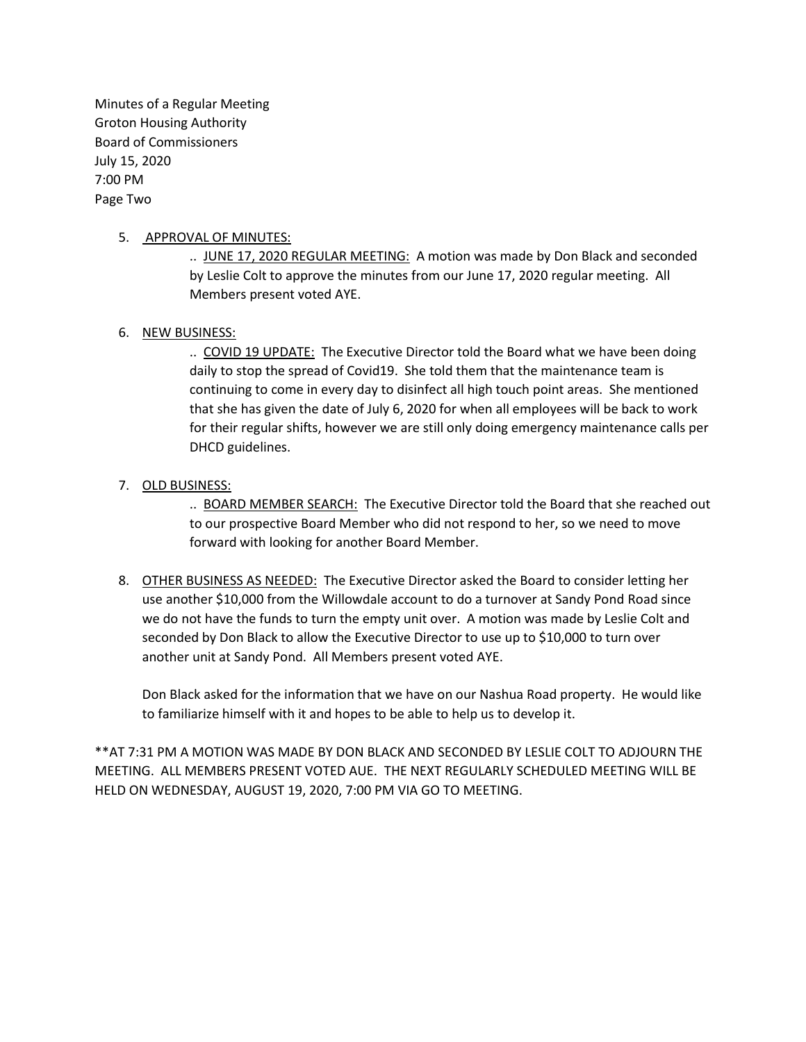Minutes of a Regular Meeting
Groton Housing Authority
Board of Commissioners
July 15, 2020
7:00 PM
Page Two

5. APPROVAL OF MINUTES:

   .. JUNE 17, 2020 REGULAR MEETING: A motion was made by Don Black and seconded by Leslie Colt to approve the minutes from our June 17, 2020 regular meeting. All Members present voted AYE.

6. NEW BUSINESS:

   .. COVID 19 UPDATE: The Executive Director told the Board what we have been doing daily to stop the spread of Covid19. She told them that the maintenance team is continuing to come in every day to disinfect all high touch point areas. She mentioned that she has given the date of July 6, 2020 for when all employees will be back to work for their regular shifts, however we are still only doing emergency maintenance calls per DHCD guidelines.

7. OLD BUSINESS:

   .. BOARD MEMBER SEARCH: The Executive Director told the Board that she reached out to our prospective Board Member who did not respond to her, so we need to move forward with looking for another Board Member.

8. OTHER BUSINESS AS NEEDED: The Executive Director asked the Board to consider letting her use another $10,000 from the Willowdale account to do a turnover at Sandy Pond Road since we do not have the funds to turn the empty unit over. A motion was made by Leslie Colt and seconded by Don Black to allow the Executive Director to use up to $10,000 to turn over another unit at Sandy Pond. All Members present voted AYE.

   Don Black asked for the information that we have on our Nashua Road property. He would like to familiarize himself with it and hopes to be able to help us to develop it.

**AT 7:31 PM A MOTION WAS MADE BY DON BLACK AND SECONDED BY LESLIE COLT TO ADJOURN THE MEETING. ALL MEMBERS PRESENT VOTED AUE. THE NEXT REGULARLY SCHEDULED MEETING WILL BE HELD ON WEDNESDAY, AUGUST 19, 2020, 7:00 PM VIA GO TO MEETING.